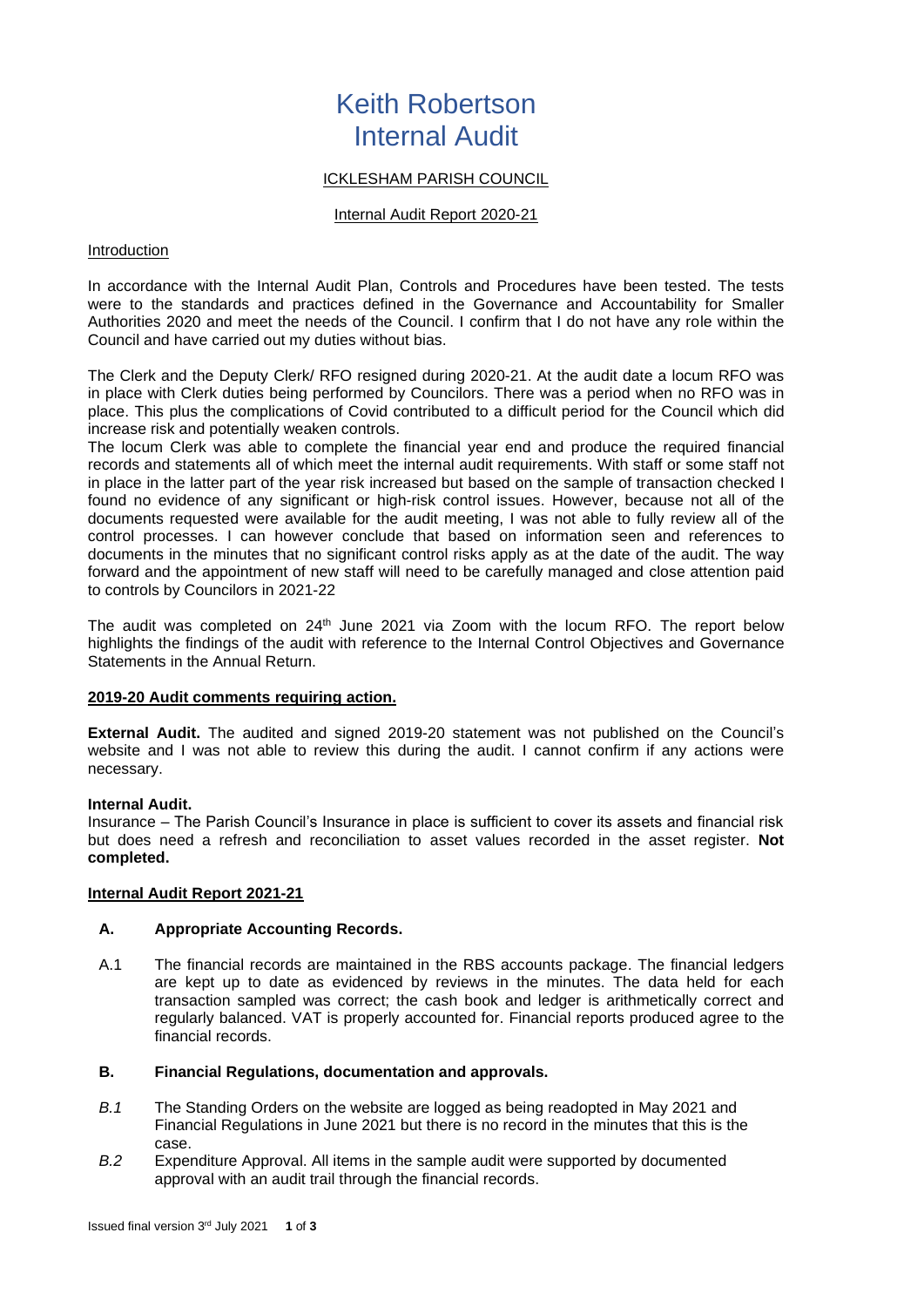# Keith Robertson
# Internal Audit

ICKLESHAM PARISH COUNCIL

Internal Audit Report 2020-21

Introduction

In accordance with the Internal Audit Plan, Controls and Procedures have been tested. The tests were to the standards and practices defined in the Governance and Accountability for Smaller Authorities 2020 and meet the needs of the Council. I confirm that I do not have any role within the Council and have carried out my duties without bias.

The Clerk and the Deputy Clerk/ RFO resigned during 2020-21. At the audit date a locum RFO was in place with Clerk duties being performed by Councilors. There was a period when no RFO was in place. This plus the complications of Covid contributed to a difficult period for the Council which did increase risk and potentially weaken controls.
The locum Clerk was able to complete the financial year end and produce the required financial records and statements all of which meet the internal audit requirements. With staff or some staff not in place in the latter part of the year risk increased but based on the sample of transaction checked I found no evidence of any significant or high-risk control issues. However, because not all of the documents requested were available for the audit meeting, I was not able to fully review all of the control processes. I can however conclude that based on information seen and references to documents in the minutes that no significant control risks apply as at the date of the audit. The way forward and the appointment of new staff will need to be carefully managed and close attention paid to controls by Councilors in 2021-22

The audit was completed on 24th June 2021 via Zoom with the locum RFO. The report below highlights the findings of the audit with reference to the Internal Control Objectives and Governance Statements in the Annual Return.

**2019-20 Audit comments requiring action.**

**External Audit.** The audited and signed 2019-20 statement was not published on the Council's website and I was not able to review this during the audit. I cannot confirm if any actions were necessary.

**Internal Audit.**
Insurance – The Parish Council's Insurance in place is sufficient to cover its assets and financial risk but does need a refresh and reconciliation to asset values recorded in the asset register. **Not completed.**

**Internal Audit Report 2021-21**

**A. Appropriate Accounting Records.**

A.1 The financial records are maintained in the RBS accounts package. The financial ledgers are kept up to date as evidenced by reviews in the minutes. The data held for each transaction sampled was correct; the cash book and ledger is arithmetically correct and regularly balanced. VAT is properly accounted for. Financial reports produced agree to the financial records.

**B. Financial Regulations, documentation and approvals.**

*B.1* The Standing Orders on the website are logged as being readopted in May 2021 and Financial Regulations in June 2021 but there is no record in the minutes that this is the case.

*B.2* Expenditure Approval. All items in the sample audit were supported by documented approval with an audit trail through the financial records.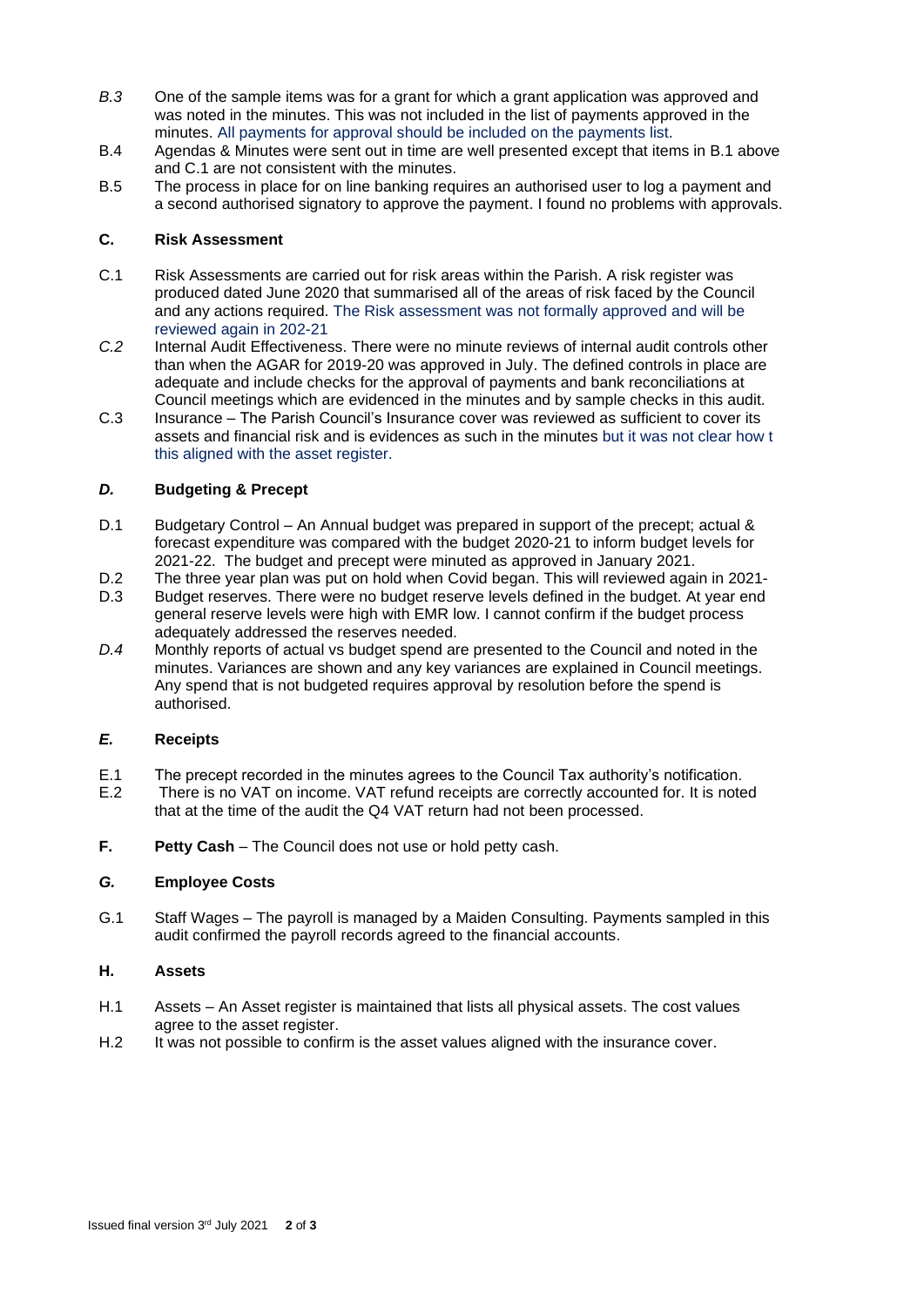*B.3* One of the sample items was for a grant for which a grant application was approved and was noted in the minutes. This was not included in the list of payments approved in the minutes. All payments for approval should be included on the payments list.

B.4 Agendas & Minutes were sent out in time are well presented except that items in B.1 above and C.1 are not consistent with the minutes.

B.5 The process in place for on line banking requires an authorised user to log a payment and a second authorised signatory to approve the payment. I found no problems with approvals.

### C. Risk Assessment

C.1 Risk Assessments are carried out for risk areas within the Parish. A risk register was produced dated June 2020 that summarised all of the areas of risk faced by the Council and any actions required. The Risk assessment was not formally approved and will be reviewed again in 202-21

*C.2* Internal Audit Effectiveness. There were no minute reviews of internal audit controls other than when the AGAR for 2019-20 was approved in July. The defined controls in place are adequate and include checks for the approval of payments and bank reconciliations at Council meetings which are evidenced in the minutes and by sample checks in this audit.

C.3 Insurance – The Parish Council's Insurance cover was reviewed as sufficient to cover its assets and financial risk and is evidences as such in the minutes but it was not clear how t this aligned with the asset register.

### *D.* Budgeting & Precept

D.1 Budgetary Control – An Annual budget was prepared in support of the precept; actual & forecast expenditure was compared with the budget 2020-21 to inform budget levels for 2021-22. The budget and precept were minuted as approved in January 2021.

D.2 The three year plan was put on hold when Covid began. This will reviewed again in 2021-

D.3 Budget reserves. There were no budget reserve levels defined in the budget. At year end general reserve levels were high with EMR low. I cannot confirm if the budget process adequately addressed the reserves needed.

*D.4* Monthly reports of actual vs budget spend are presented to the Council and noted in the minutes. Variances are shown and any key variances are explained in Council meetings. Any spend that is not budgeted requires approval by resolution before the spend is authorised.

### *E.* Receipts

E.1 The precept recorded in the minutes agrees to the Council Tax authority's notification.

E.2 There is no VAT on income. VAT refund receipts are correctly accounted for. It is noted that at the time of the audit the Q4 VAT return had not been processed.

**F. Petty Cash** – The Council does not use or hold petty cash.

### *G.* Employee Costs

G.1 Staff Wages – The payroll is managed by a Maiden Consulting. Payments sampled in this audit confirmed the payroll records agreed to the financial accounts.

### H. Assets

H.1 Assets – An Asset register is maintained that lists all physical assets. The cost values agree to the asset register.

H.2 It was not possible to confirm is the asset values aligned with the insurance cover.

Issued final version 3rd July 2021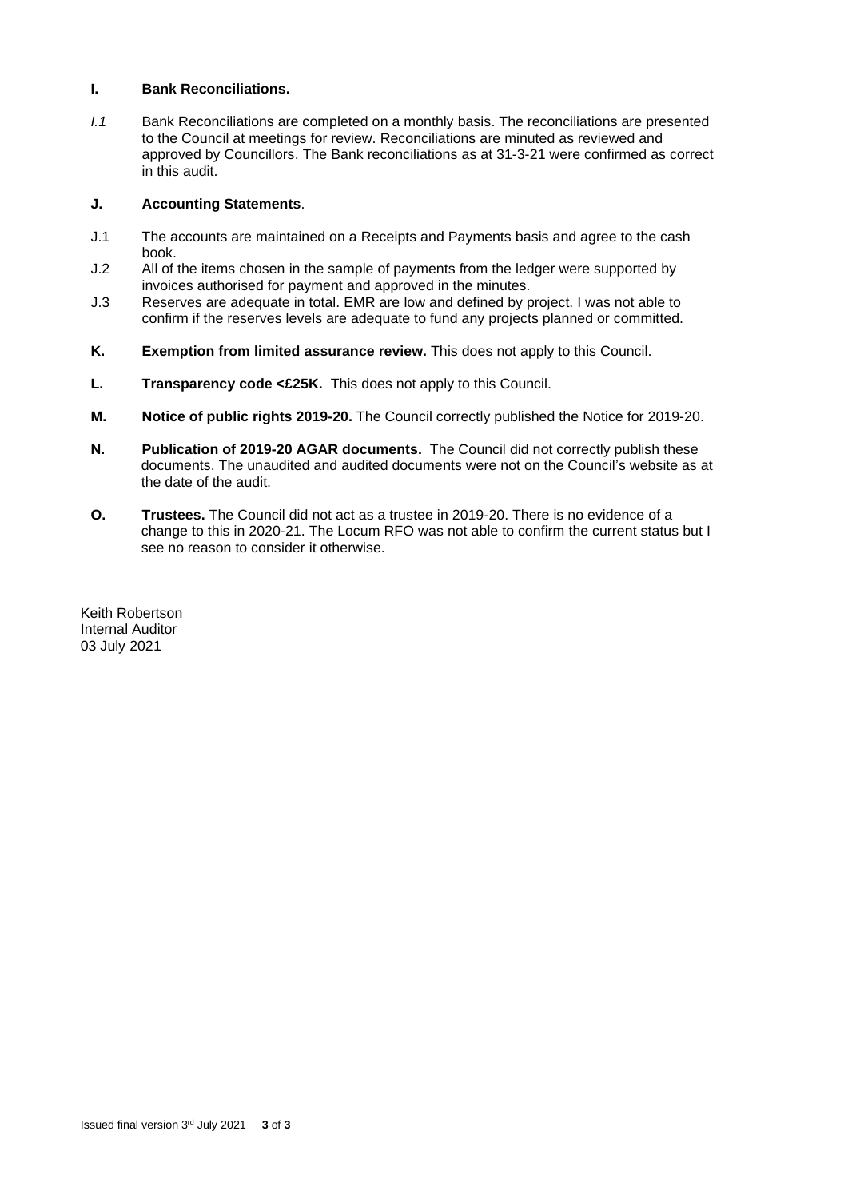**I. Bank Reconciliations.**

*I.1* Bank Reconciliations are completed on a monthly basis. The reconciliations are presented to the Council at meetings for review. Reconciliations are minuted as reviewed and approved by Councillors. The Bank reconciliations as at 31-3-21 were confirmed as correct in this audit.

**J. Accounting Statements**.

J.1 The accounts are maintained on a Receipts and Payments basis and agree to the cash book.

J.2 All of the items chosen in the sample of payments from the ledger were supported by invoices authorised for payment and approved in the minutes.

J.3 Reserves are adequate in total. EMR are low and defined by project. I was not able to confirm if the reserves levels are adequate to fund any projects planned or committed.

**K. Exemption from limited assurance review.** This does not apply to this Council.

**L. Transparency code <£25K.** This does not apply to this Council.

**M. Notice of public rights 2019-20.** The Council correctly published the Notice for 2019-20.

**N. Publication of 2019-20 AGAR documents.** The Council did not correctly publish these documents. The unaudited and audited documents were not on the Council's website as at the date of the audit.

**O. Trustees.** The Council did not act as a trustee in 2019-20. There is no evidence of a change to this in 2020-21. The Locum RFO was not able to confirm the current status but I see no reason to consider it otherwise.

Keith Robertson
Internal Auditor
03 July 2021

Issued final version 3rd July 2021